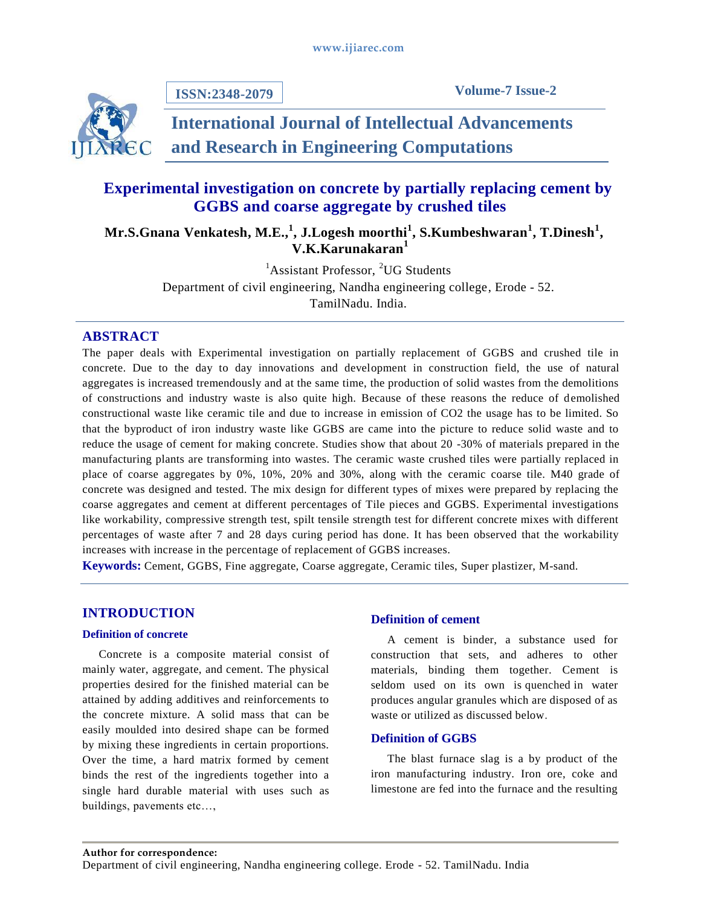# Experimental investigation on concrete by partially replacing cement by GGBS and coarse aggregate by crushed tiles

**Mr.S.Gnana Venkatesh, M.E.,[1], J.Logesh moorthi[1], S.Kumbeshwaran[1], T.Dinesh[1], V.K.Karunakaran[1]**

[1]Assistant Professor, [2]UG Students
Department of civil engineering, Nandha engineering college, Erode - 52.
TamilNadu. India.

## ABSTRACT

The paper deals with Experimental investigation on partially replacement of GGBS and crushed tile in concrete. Due to the day to day innovations and development in construction field, the use of natural aggregates is increased tremendously and at the same time, the production of solid wastes from the demolitions of constructions and industry waste is also quite high. Because of these reasons the reduce of demolished constructional waste like ceramic tile and due to increase in emission of CO2 the usage has to be limited. So that the byproduct of iron industry waste like GGBS are came into the picture to reduce solid waste and to reduce the usage of cement for making concrete. Studies show that about 20 -30% of materials prepared in the manufacturing plants are transforming into wastes. The ceramic waste crushed tiles were partially replaced in place of coarse aggregates by 0%, 10%, 20% and 30%, along with the ceramic coarse tile. M40 grade of concrete was designed and tested. The mix design for different types of mixes were prepared by replacing the coarse aggregates and cement at different percentages of Tile pieces and GGBS. Experimental investigations like workability, compressive strength test, spilt tensile strength test for different concrete mixes with different percentages of waste after 7 and 28 days curing period has done. It has been observed that the workability increases with increase in the percentage of replacement of GGBS increases.

**Keywords:** Cement, GGBS, Fine aggregate, Coarse aggregate, Ceramic tiles, Super plastizer, M-sand.

## INTRODUCTION

### Definition of concrete

Concrete is a composite material consist of mainly water, aggregate, and cement. The physical properties desired for the finished material can be attained by adding additives and reinforcements to the concrete mixture. A solid mass that can be easily moulded into desired shape can be formed by mixing these ingredients in certain proportions. Over the time, a hard matrix formed by cement binds the rest of the ingredients together into a single hard durable material with uses such as buildings, pavements etc…,

### Definition of cement

A cement is binder, a substance used for construction that sets, and adheres to other materials, binding them together. Cement is seldom used on its own is quenched in water produces angular granules which are disposed of as waste or utilized as discussed below.

### Definition of GGBS

The blast furnace slag is a by product of the iron manufacturing industry. Iron ore, coke and limestone are fed into the furnace and the resulting

**Author for correspondence:**
Department of civil engineering, Nandha engineering college. Erode - 52. TamilNadu. India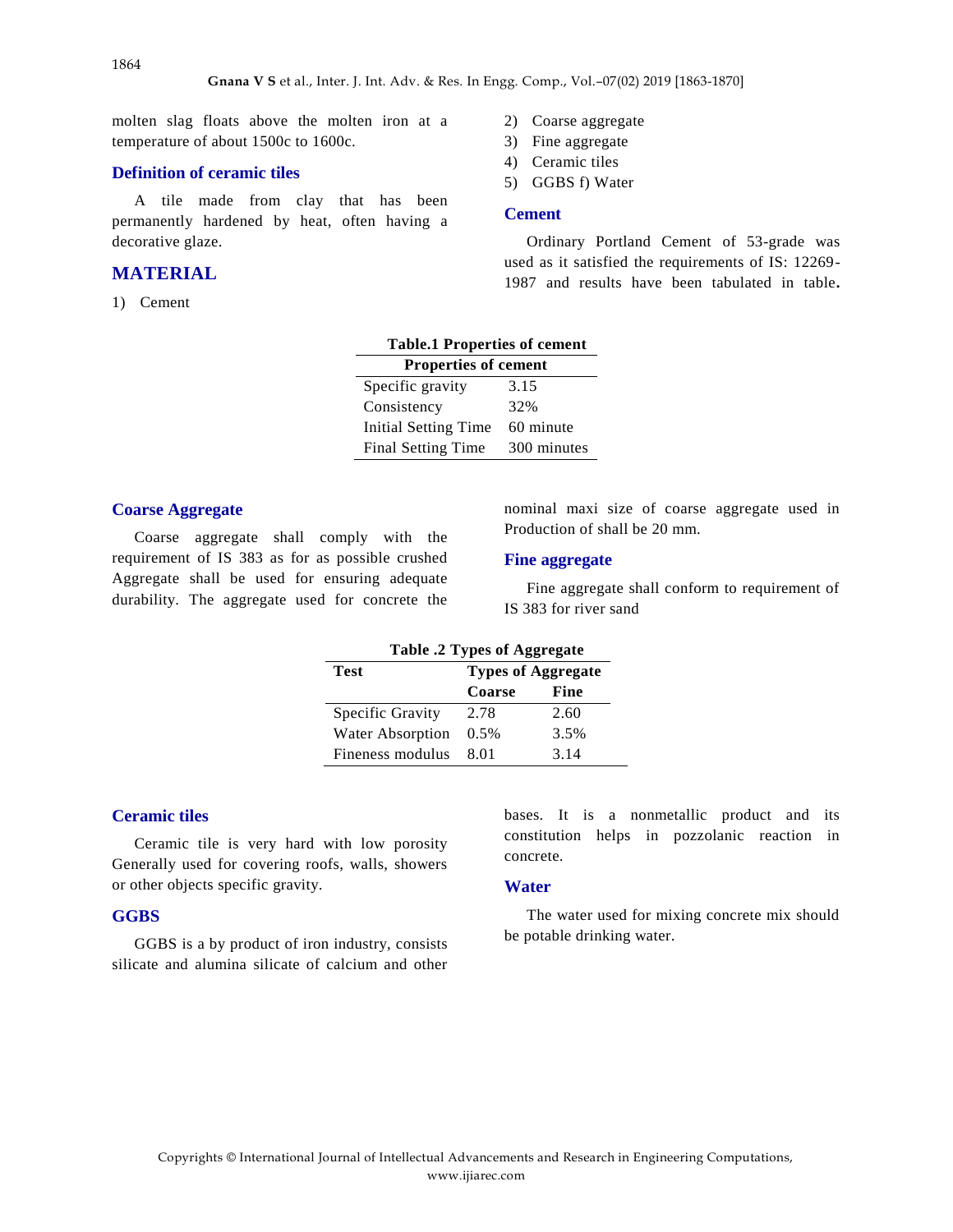molten slag floats above the molten iron at a temperature of about 1500c to 1600c.

### Definition of ceramic tiles

A tile made from clay that has been permanently hardened by heat, often having a decorative glaze.

## MATERIAL

1) Cement
2) Coarse aggregate
3) Fine aggregate
4) Ceramic tiles
5) GGBS f) Water

### Cement

Ordinary Portland Cement of 53-grade was used as it satisfied the requirements of IS: 12269-1987 and results have been tabulated in table**.**

**Table.1 Properties of cement**

| Properties of cement | |
|---|---|
| Specific gravity | 3.15 |
| Consistency | 32% |
| Initial Setting Time | 60 minute |
| Final Setting Time | 300 minutes |

### Coarse Aggregate

Coarse aggregate shall comply with the requirement of IS 383 as for as possible crushed Aggregate shall be used for ensuring adequate durability. The aggregate used for concrete the nominal maxi size of coarse aggregate used in Production of shall be 20 mm.

### Fine aggregate

Fine aggregate shall conform to requirement of IS 383 for river sand

**Table .2 Types of Aggregate**

| Test | Types of Aggregate | |
|---|---|---|
| | Coarse | Fine |
| Specific Gravity | 2.78 | 2.60 |
| Water Absorption | 0.5% | 3.5% |
| Fineness modulus | 8.01 | 3.14 |

### Ceramic tiles

Ceramic tile is very hard with low porosity Generally used for covering roofs, walls, showers or other objects specific gravity.

### GGBS

GGBS is a by product of iron industry, consists silicate and alumina silicate of calcium and other bases. It is a nonmetallic product and its constitution helps in pozzolanic reaction in concrete.

### Water

The water used for mixing concrete mix should be potable drinking water.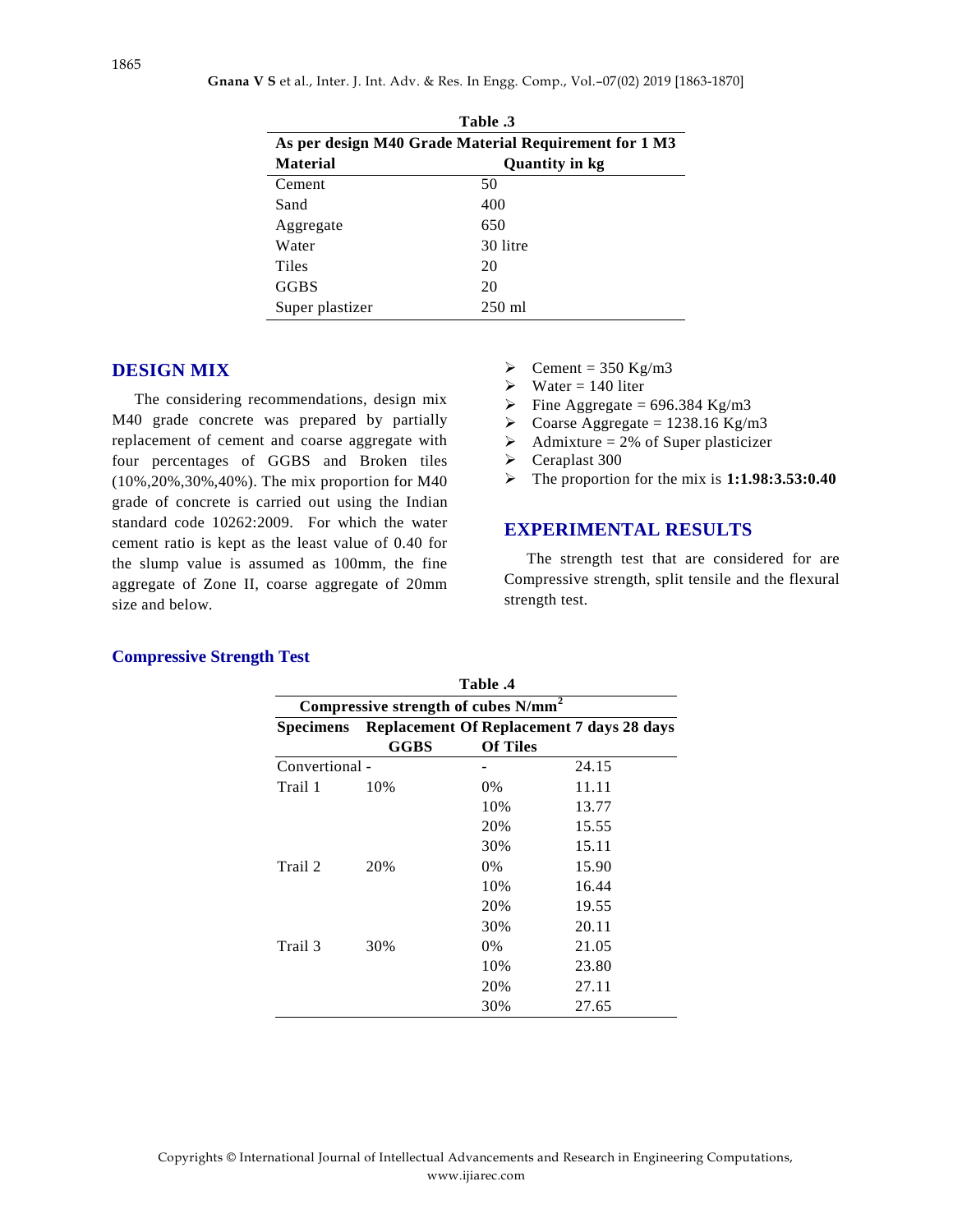**Table .3**

| As per design M40 Grade Material Requirement for 1 M3 | |
|---|---|
| **Material** | **Quantity in kg** |
| Cement | 50 |
| Sand | 400 |
| Aggregate | 650 |
| Water | 30 litre |
| Tiles | 20 |
| GGBS | 20 |
| Super plastizer | 250 ml |

## DESIGN MIX

The considering recommendations, design mix M40 grade concrete was prepared by partially replacement of cement and coarse aggregate with four percentages of GGBS and Broken tiles (10%,20%,30%,40%). The mix proportion for M40 grade of concrete is carried out using the Indian standard code 10262:2009. For which the water cement ratio is kept as the least value of 0.40 for the slump value is assumed as 100mm, the fine aggregate of Zone II, coarse aggregate of 20mm size and below.

- Cement = 350 Kg/m3
- Water = 140 liter
- Fine Aggregate = 696.384 Kg/m3
- Coarse Aggregate = 1238.16 Kg/m3
- Admixture = 2% of Super plasticizer
- Ceraplast 300
- The proportion for the mix is **1:1.98:3.53:0.40**

## EXPERIMENTAL RESULTS

The strength test that are considered for are Compressive strength, split tensile and the flexural strength test.

### Compressive Strength Test

**Table .4**

**Compressive strength of cubes N/mm²**

| Specimens | Replacement Of GGBS | Replacement Of Tiles | 7 days | 28 days |
|---|---|---|---|---|
| Convertional | - | - | 24.15 | |
| Trail 1 | 10% | 0% | 11.11 | |
| | | 10% | 13.77 | |
| | | 20% | 15.55 | |
| | | 30% | 15.11 | |
| Trail 2 | 20% | 0% | 15.90 | |
| | | 10% | 16.44 | |
| | | 20% | 19.55 | |
| | | 30% | 20.11 | |
| Trail 3 | 30% | 0% | 21.05 | |
| | | 10% | 23.80 | |
| | | 20% | 27.11 | |
| | | 30% | 27.65 | |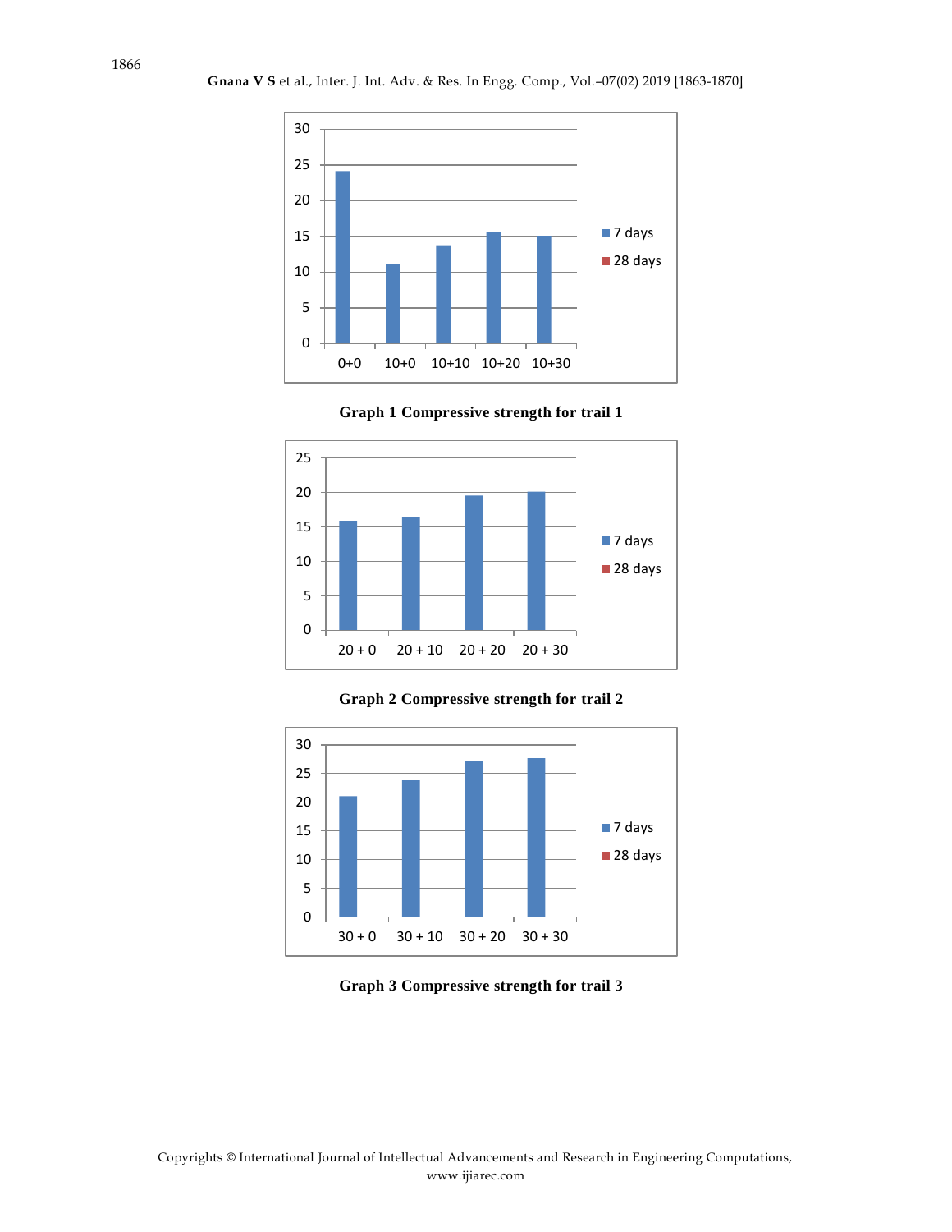Graph 1 Compressive strength for trail 1

Graph 2 Compressive strength for trail 2

Graph 3 Compressive strength for trail 3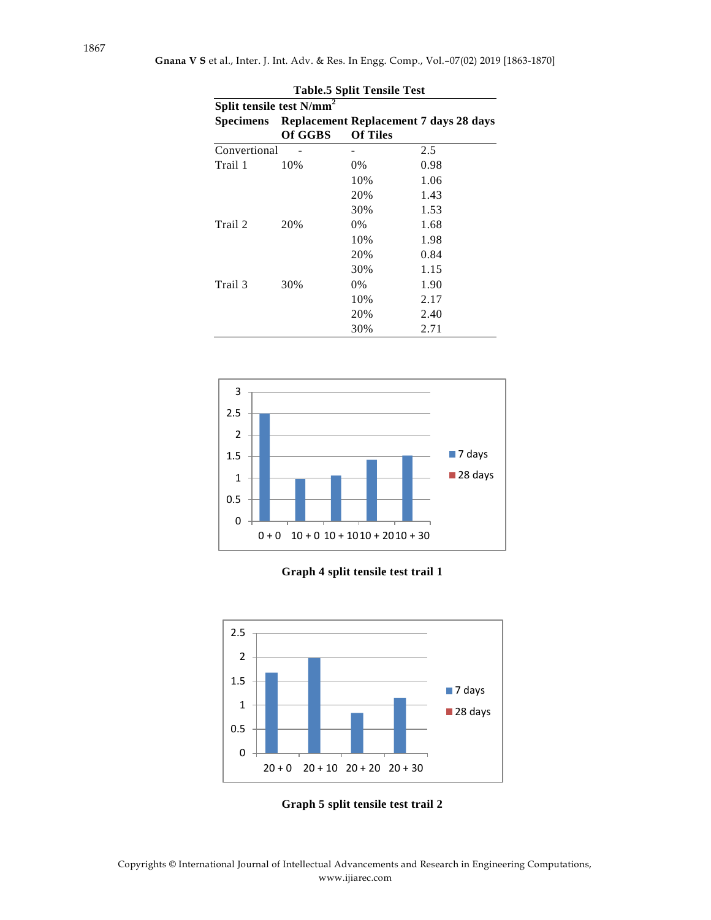**Table.5 Split Tensile Test**

| Split tensile test $N/mm^2$ | | | | |
|---|---|---|---|---|
| **Specimens** | **Replacement Of GGBS** | **Replacement Of Tiles** | **7 days** | **28 days** |
| Convertional | - | - | 2.5 | |
| Trail 1 | 10% | 0% | 0.98 | |
| | | 10% | 1.06 | |
| | | 20% | 1.43 | |
| | | 30% | 1.53 | |
| Trail 2 | 20% | 0% | 1.68 | |
| | | 10% | 1.98 | |
| | | 20% | 0.84 | |
| | | 30% | 1.15 | |
| Trail 3 | 30% | 0% | 1.90 | |
| | | 10% | 2.17 | |
| | | 20% | 2.40 | |
| | | 30% | 2.71 | |

**Graph 4 split tensile test trail 1**

**Graph 5 split tensile test trail 2**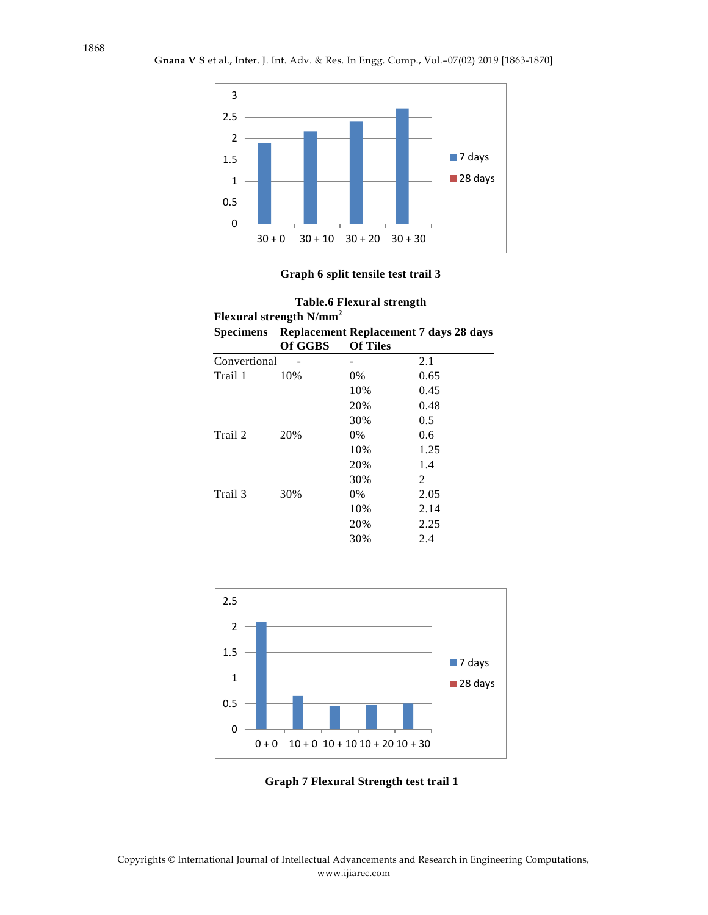Graph 6 split tensile test trail 3

**Table.6 Flexural strength**

| Flexural strength N/mm² | | | | |
|---|---|---|---|---|
| **Specimens** | **Replacement Of GGBS** | **Replacement Of Tiles** | **7 days** | **28 days** |
| Convertional | - | - | 2.1 | |
| Trail 1 | 10% | 0% | 0.65 | |
| | | 10% | 0.45 | |
| | | 20% | 0.48 | |
| | | 30% | 0.5 | |
| Trail 2 | 20% | 0% | 0.6 | |
| | | 10% | 1.25 | |
| | | 20% | 1.4 | |
| | | 30% | 2 | |
| Trail 3 | 30% | 0% | 2.05 | |
| | | 10% | 2.14 | |
| | | 20% | 2.25 | |
| | | 30% | 2.4 | |

Graph 7 Flexural Strength test trail 1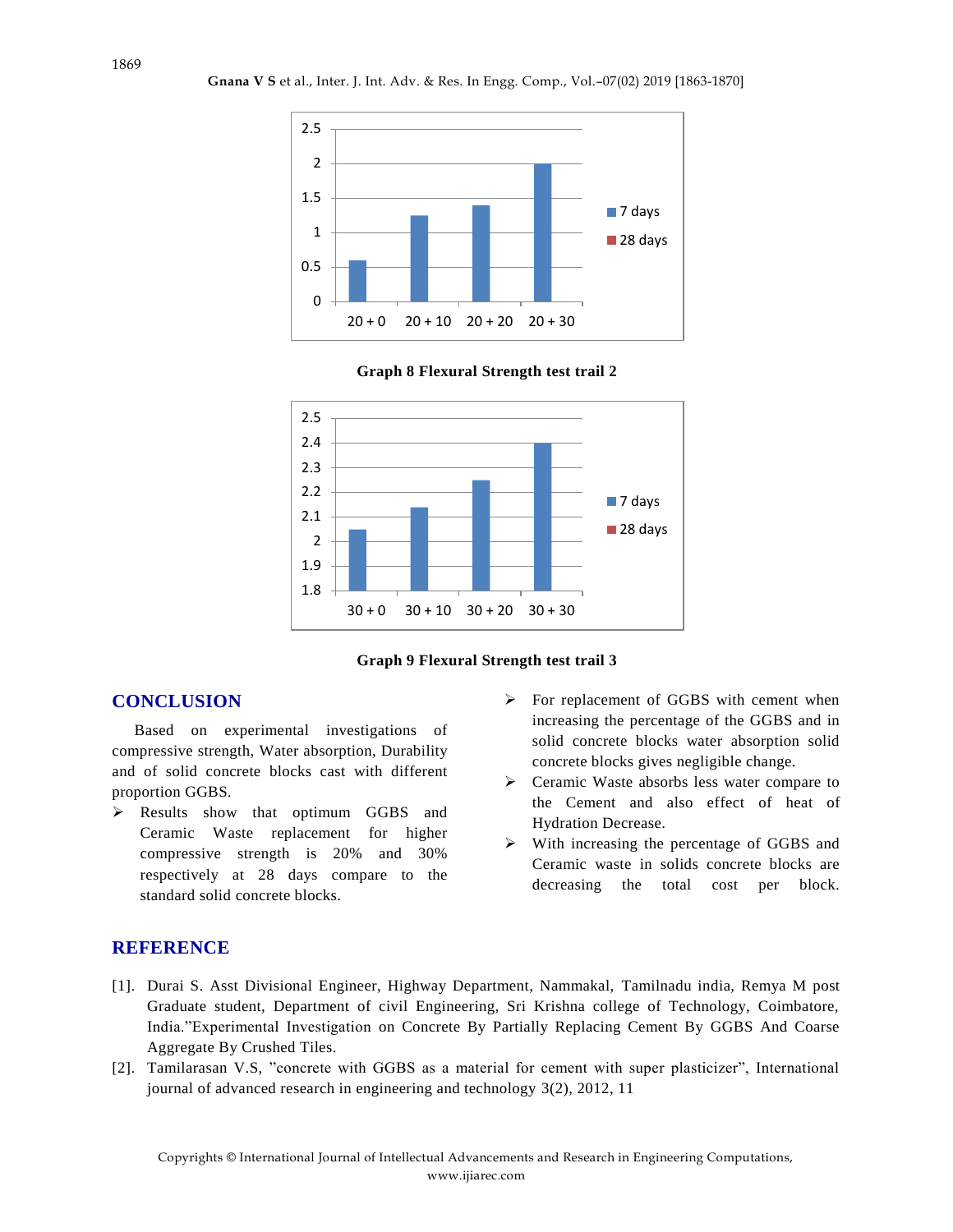Graph 8 Flexural Strength test trail 2

Graph 9 Flexural Strength test trail 3

## CONCLUSION

Based on experimental investigations of compressive strength, Water absorption, Durability and of solid concrete blocks cast with different proportion GGBS.

- Results show that optimum GGBS and Ceramic Waste replacement for higher compressive strength is 20% and 30% respectively at 28 days compare to the standard solid concrete blocks.
- For replacement of GGBS with cement when increasing the percentage of the GGBS and in solid concrete blocks water absorption solid concrete blocks gives negligible change.
- Ceramic Waste absorbs less water compare to the Cement and also effect of heat of Hydration Decrease.
- With increasing the percentage of GGBS and Ceramic waste in solids concrete blocks are decreasing the total cost per block.

## REFERENCE

[1]. Durai S. Asst Divisional Engineer, Highway Department, Nammakal, Tamilnadu india, Remya M post Graduate student, Department of civil Engineering, Sri Krishna college of Technology, Coimbatore, India."Experimental Investigation on Concrete By Partially Replacing Cement By GGBS And Coarse Aggregate By Crushed Tiles.

[2]. Tamilarasan V.S, "concrete with GGBS as a material for cement with super plasticizer", International journal of advanced research in engineering and technology 3(2), 2012, 11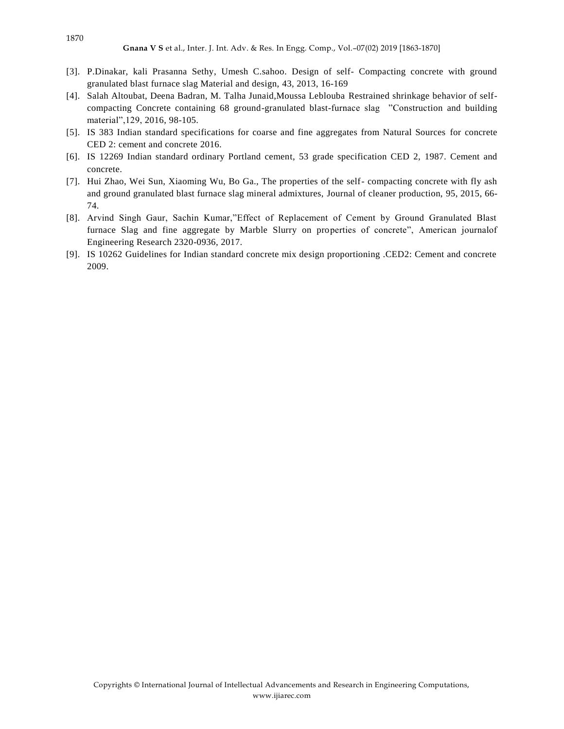[3]. P.Dinakar, kali Prasanna Sethy, Umesh C.sahoo. Design of self- Compacting concrete with ground granulated blast furnace slag Material and design, 43, 2013, 16-169

[4]. Salah Altoubat, Deena Badran, M. Talha Junaid,Moussa Leblouba Restrained shrinkage behavior of self-compacting Concrete containing 68 ground-granulated blast-furnace slag "Construction and building material",129, 2016, 98-105.

[5]. IS 383 Indian standard specifications for coarse and fine aggregates from Natural Sources for concrete CED 2: cement and concrete 2016.

[6]. IS 12269 Indian standard ordinary Portland cement, 53 grade specification CED 2, 1987. Cement and concrete.

[7]. Hui Zhao, Wei Sun, Xiaoming Wu, Bo Ga., The properties of the self- compacting concrete with fly ash and ground granulated blast furnace slag mineral admixtures, Journal of cleaner production, 95, 2015, 66-74.

[8]. Arvind Singh Gaur, Sachin Kumar,"Effect of Replacement of Cement by Ground Granulated Blast furnace Slag and fine aggregate by Marble Slurry on properties of concrete", American journalof Engineering Research 2320-0936, 2017.

[9]. IS 10262 Guidelines for Indian standard concrete mix design proportioning .CED2: Cement and concrete 2009.